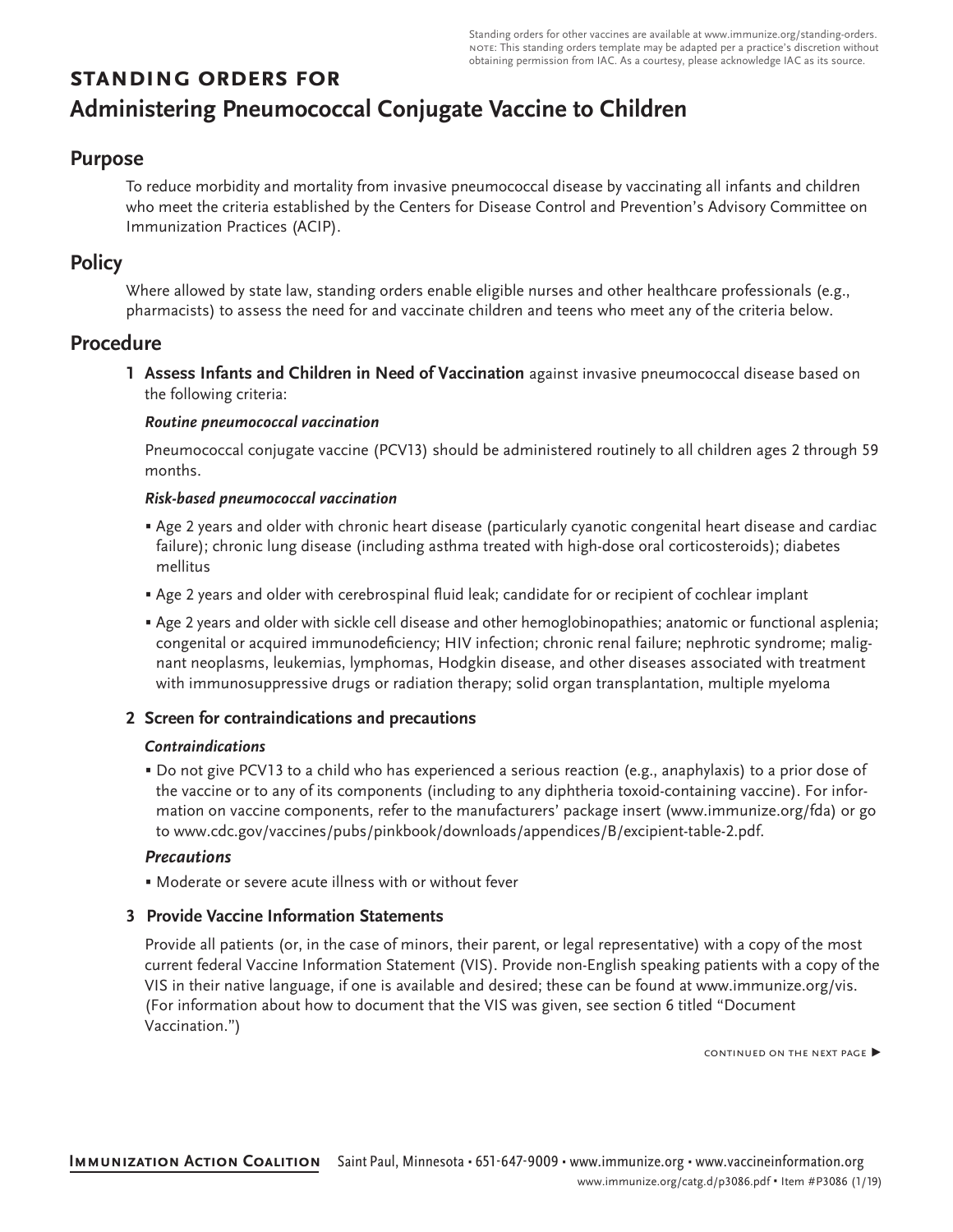Standing orders for other vaccines are available at www.immunize.org/standing-orders.
NOTE: This standing orders template may be adapted per a practice's discretion without obtaining permission from IAC. As a courtesy, please acknowledge IAC as its source.

# STANDING ORDERS FOR Administering Pneumococcal Conjugate Vaccine to Children

## Purpose

To reduce morbidity and mortality from invasive pneumococcal disease by vaccinating all infants and children who meet the criteria established by the Centers for Disease Control and Prevention's Advisory Committee on Immunization Practices (ACIP).

## Policy

Where allowed by state law, standing orders enable eligible nurses and other healthcare professionals (e.g., pharmacists) to assess the need for and vaccinate children and teens who meet any of the criteria below.

## Procedure

**1 Assess Infants and Children in Need of Vaccination** against invasive pneumococcal disease based on the following criteria:

***Routine pneumococcal vaccination***

Pneumococcal conjugate vaccine (PCV13) should be administered routinely to all children ages 2 through 59 months.

***Risk-based pneumococcal vaccination***

- Age 2 years and older with chronic heart disease (particularly cyanotic congenital heart disease and cardiac failure); chronic lung disease (including asthma treated with high-dose oral corticosteroids); diabetes mellitus
- Age 2 years and older with cerebrospinal fluid leak; candidate for or recipient of cochlear implant
- Age 2 years and older with sickle cell disease and other hemoglobinopathies; anatomic or functional asplenia; congenital or acquired immunodeficiency; HIV infection; chronic renal failure; nephrotic syndrome; malignant neoplasms, leukemias, lymphomas, Hodgkin disease, and other diseases associated with treatment with immunosuppressive drugs or radiation therapy; solid organ transplantation, multiple myeloma

**2 Screen for contraindications and precautions**

***Contraindications***

- Do not give PCV13 to a child who has experienced a serious reaction (e.g., anaphylaxis) to a prior dose of the vaccine or to any of its components (including to any diphtheria toxoid-containing vaccine). For information on vaccine components, refer to the manufacturers' package insert (www.immunize.org/fda) or go to www.cdc.gov/vaccines/pubs/pinkbook/downloads/appendices/B/excipient-table-2.pdf.

***Precautions***

- Moderate or severe acute illness with or without fever

**3 Provide Vaccine Information Statements**

Provide all patients (or, in the case of minors, their parent, or legal representative) with a copy of the most current federal Vaccine Information Statement (VIS). Provide non-English speaking patients with a copy of the VIS in their native language, if one is available and desired; these can be found at www.immunize.org/vis. (For information about how to document that the VIS was given, see section 6 titled "Document Vaccination.")

CONTINUED ON THE NEXT PAGE ▶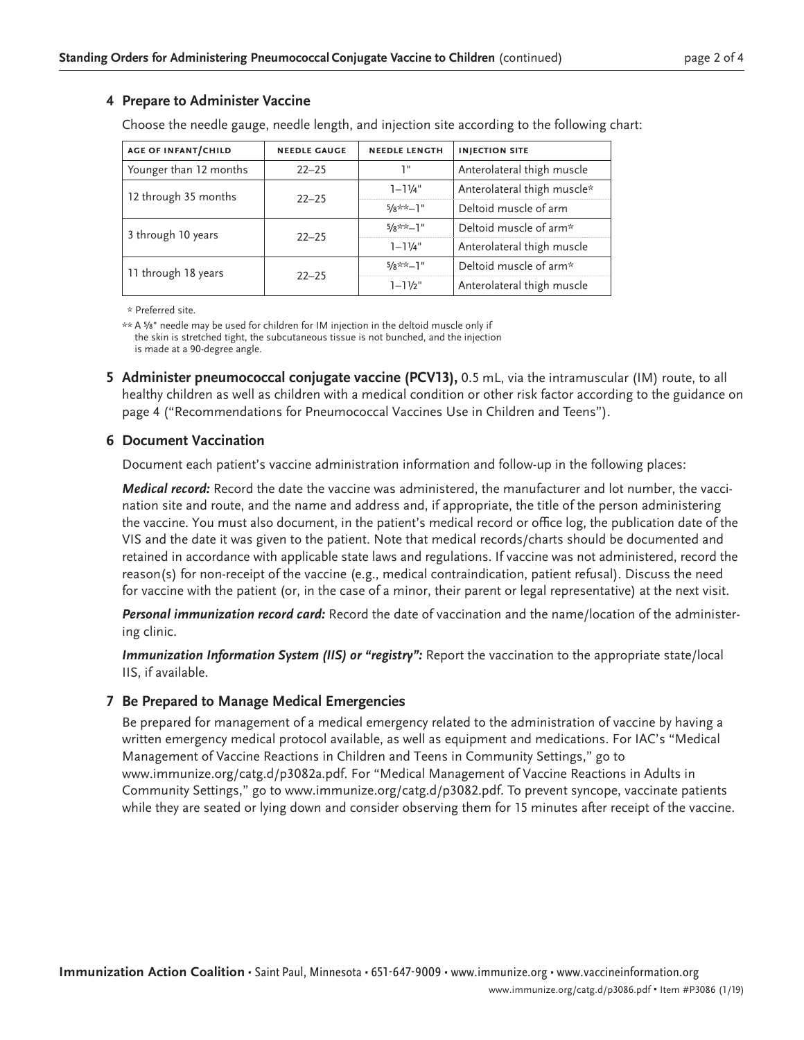## 4 Prepare to Administer Vaccine

Choose the needle gauge, needle length, and injection site according to the following chart:

| AGE OF INFANT/CHILD | NEEDLE GAUGE | NEEDLE LENGTH | INJECTION SITE |
|---|---|---|---|
| Younger than 12 months | 22–25 | 1" | Anterolateral thigh muscle |
| 12 through 35 months | 22–25 | 1–1¼" | Anterolateral thigh muscle* |
| | | ⅝**–1" | Deltoid muscle of arm |
| 3 through 10 years | 22–25 | ⅝**–1" | Deltoid muscle of arm* |
| | | 1–1¼" | Anterolateral thigh muscle |
| 11 through 18 years | 22–25 | ⅝**–1" | Deltoid muscle of arm* |
| | | 1–1½" | Anterolateral thigh muscle |

\* Preferred site.

** A ⅝" needle may be used for children for IM injection in the deltoid muscle only if the skin is stretched tight, the subcutaneous tissue is not bunched, and the injection is made at a 90-degree angle.

## 5 Administer pneumococcal conjugate vaccine (PCV13),

0.5 mL, via the intramuscular (IM) route, to all healthy children as well as children with a medical condition or other risk factor according to the guidance on page 4 ("Recommendations for Pneumococcal Vaccines Use in Children and Teens").

## 6 Document Vaccination

Document each patient's vaccine administration information and follow-up in the following places:

***Medical record:*** Record the date the vaccine was administered, the manufacturer and lot number, the vaccination site and route, and the name and address and, if appropriate, the title of the person administering the vaccine. You must also document, in the patient's medical record or office log, the publication date of the VIS and the date it was given to the patient. Note that medical records/charts should be documented and retained in accordance with applicable state laws and regulations. If vaccine was not administered, record the reason(s) for non-receipt of the vaccine (e.g., medical contraindication, patient refusal). Discuss the need for vaccine with the patient (or, in the case of a minor, their parent or legal representative) at the next visit.

***Personal immunization record card:*** Record the date of vaccination and the name/location of the administering clinic.

***Immunization Information System (IIS) or "registry":*** Report the vaccination to the appropriate state/local IIS, if available.

## 7 Be Prepared to Manage Medical Emergencies

Be prepared for management of a medical emergency related to the administration of vaccine by having a written emergency medical protocol available, as well as equipment and medications. For IAC's "Medical Management of Vaccine Reactions in Children and Teens in Community Settings," go to www.immunize.org/catg.d/p3082a.pdf. For "Medical Management of Vaccine Reactions in Adults in Community Settings," go to www.immunize.org/catg.d/p3082.pdf. To prevent syncope, vaccinate patients while they are seated or lying down and consider observing them for 15 minutes after receipt of the vaccine.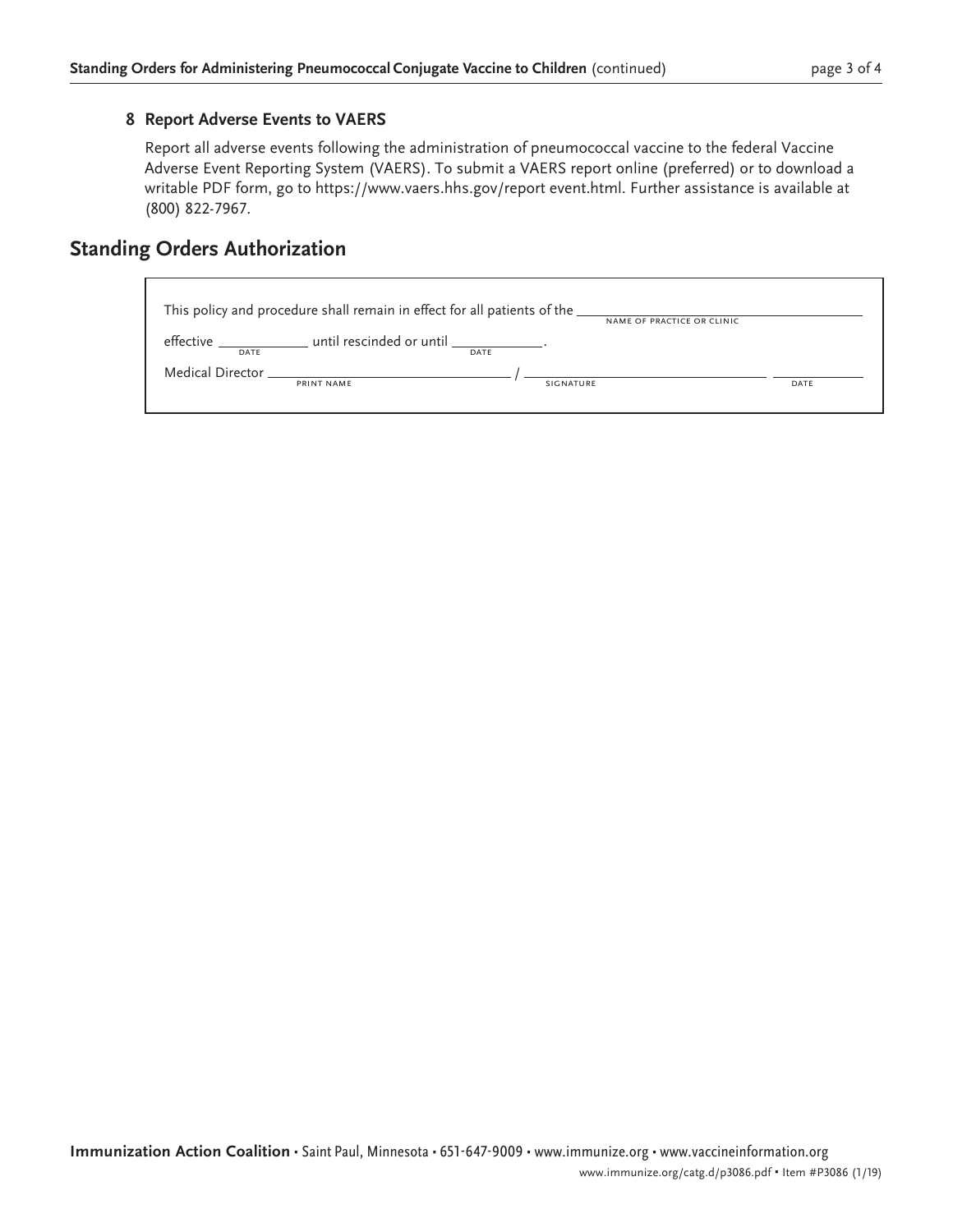### 8 Report Adverse Events to VAERS

Report all adverse events following the administration of pneumococcal vaccine to the federal Vaccine Adverse Event Reporting System (VAERS). To submit a VAERS report online (preferred) or to download a writable PDF form, go to https://www.vaers.hhs.gov/report event.html. Further assistance is available at (800) 822-7967.

## Standing Orders Authorization

This policy and procedure shall remain in effect for all patients of the ______________________ (NAME OF PRACTICE OR CLINIC)

effective __________ (DATE) until rescinded or until __________ (DATE).

Medical Director ______________________ (PRINT NAME) / ______________________ (SIGNATURE) __________ (DATE)

**Immunization Action Coalition** • Saint Paul, Minnesota • 651-647-9009 • www.immunize.org • www.vaccineinformation.org

www.immunize.org/catg.d/p3086.pdf • Item #P3086 (1/19)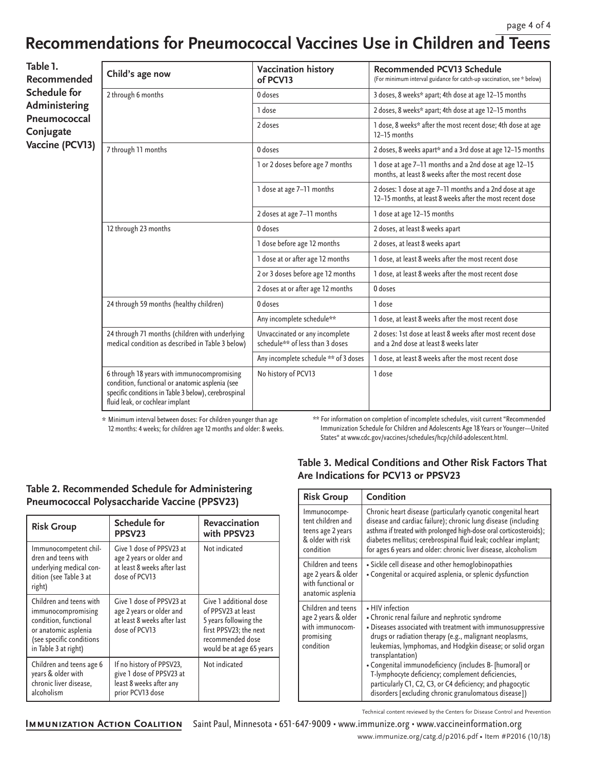# Recommendations for Pneumococcal Vaccines Use in Children and Teens

**Table 1. Recommended Schedule for Administering Pneumococcal Conjugate Vaccine (PCV13)**

| Child's age now | Vaccination history of PCV13 | Recommended PCV13 Schedule (For minimum interval guidance for catch-up vaccination, see * below) |
|---|---|---|
| 2 through 6 months | 0 doses | 3 doses, 8 weeks* apart; 4th dose at age 12–15 months |
| | 1 dose | 2 doses, 8 weeks* apart; 4th dose at age 12–15 months |
| | 2 doses | 1 dose, 8 weeks* after the most recent dose; 4th dose at age 12–15 months |
| 7 through 11 months | 0 doses | 2 doses, 8 weeks apart* and a 3rd dose at age 12–15 months |
| | 1 or 2 doses before age 7 months | 1 dose at age 7–11 months and a 2nd dose at age 12–15 months, at least 8 weeks after the most recent dose |
| | 1 dose at age 7–11 months | 2 doses: 1 dose at age 7–11 months and a 2nd dose at age 12–15 months, at least 8 weeks after the most recent dose |
| | 2 doses at age 7–11 months | 1 dose at age 12–15 months |
| 12 through 23 months | 0 doses | 2 doses, at least 8 weeks apart |
| | 1 dose before age 12 months | 2 doses, at least 8 weeks apart |
| | 1 dose at or after age 12 months | 1 dose, at least 8 weeks after the most recent dose |
| | 2 or 3 doses before age 12 months | 1 dose, at least 8 weeks after the most recent dose |
| | 2 doses at or after age 12 months | 0 doses |
| 24 through 59 months (healthy children) | 0 doses | 1 dose |
| | Any incomplete schedule** | 1 dose, at least 8 weeks after the most recent dose |
| 24 through 71 months (children with underlying medical condition as described in Table 3 below) | Unvaccinated or any incomplete schedule** of less than 3 doses | 2 doses: 1st dose at least 8 weeks after most recent dose and a 2nd dose at least 8 weeks later |
| | Any incomplete schedule ** of 3 doses | 1 dose, at least 8 weeks after the most recent dose |
| 6 through 18 years with immunocompromising condition, functional or anatomic asplenia (see specific conditions in Table 3 below), cerebrospinal fluid leak, or cochlear implant | No history of PCV13 | 1 dose |

\* Minimum interval between doses: For children younger than age 12 months: 4 weeks; for children age 12 months and older: 8 weeks.

\** For information on completion of incomplete schedules, visit current "Recommended Immunization Schedule for Children and Adolescents Age 18 Years or Younger—United States" at www.cdc.gov/vaccines/schedules/hcp/child-adolescent.html.

## Table 2. Recommended Schedule for Administering Pneumococcal Polysaccharide Vaccine (PPSV23)

| Risk Group | Schedule for PPSV23 | Revaccination with PPSV23 |
|---|---|---|
| Immunocompetent children and teens with underlying medical condition (see Table 3 at right) | Give 1 dose of PPSV23 at age 2 years or older and at least 8 weeks after last dose of PCV13 | Not indicated |
| Children and teens with immunocompromising condition, functional or anatomic asplenia (see specific conditions in Table 3 at right) | Give 1 dose of PPSV23 at age 2 years or older and at least 8 weeks after last dose of PCV13 | Give 1 additional dose of PPSV23 at least 5 years following the first PPSV23; the next recommended dose would be at age 65 years |
| Children and teens age 6 years & older with chronic liver disease, alcoholism | If no history of PPSV23, give 1 dose of PPSV23 at least 8 weeks after any prior PCV13 dose | Not indicated |

## Table 3. Medical Conditions and Other Risk Factors That Are Indications for PCV13 or PPSV23

| Risk Group | Condition |
|---|---|
| Immunocompetent children and teens age 2 years & older with risk condition | Chronic heart disease (particularly cyanotic congenital heart disease and cardiac failure); chronic lung disease (including asthma if treated with prolonged high-dose oral corticosteroids); diabetes mellitus; cerebrospinal fluid leak; cochlear implant; for ages 6 years and older: chronic liver disease, alcoholism |
| Children and teens age 2 years & older with functional or anatomic asplenia | • Sickle cell disease and other hemoglobinopathies<br>• Congenital or acquired asplenia, or splenic dysfunction |
| Children and teens age 2 years & older with immunocompromising condition | • HIV infection<br>• Chronic renal failure and nephrotic syndrome<br>• Diseases associated with treatment with immunosuppressive drugs or radiation therapy (e.g., malignant neoplasms, leukemias, lymphomas, and Hodgkin disease; or solid organ transplantation)<br>• Congenital immunodeficiency (includes B- [humoral] or T-lymphocyte deficiency; complement deficiencies, particularly C1, C2, C3, or C4 deficiency; and phagocytic disorders [excluding chronic granulomatous disease]) |

Technical content reviewed by the Centers for Disease Control and Prevention

**Immunization Action Coalition** Saint Paul, Minnesota • 651-647-9009 • www.immunize.org • www.vaccineinformation.org

www.immunize.org/catg.d/p2016.pdf • Item #P2016 (10/18)